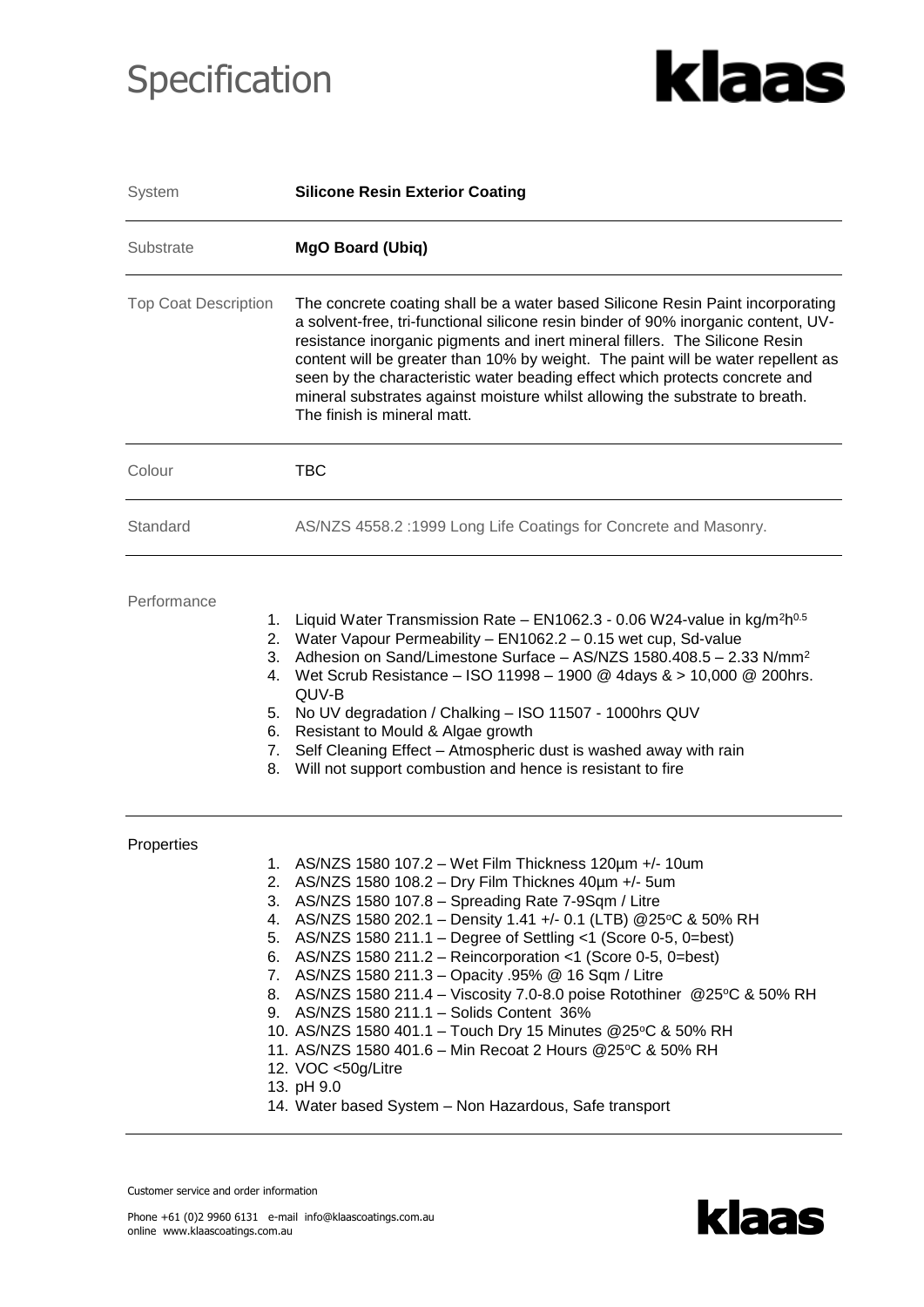# Specification

**klaas**

| | |
|---|---|
| System | **Silicone Resin Exterior Coating** |
| Substrate | **MgO Board (Ubiq)** |
| Top Coat Description | The concrete coating shall be a water based Silicone Resin Paint incorporating a solvent-free, tri-functional silicone resin binder of 90% inorganic content, UV-resistance inorganic pigments and inert mineral fillers. The Silicone Resin content will be greater than 10% by weight. The paint will be water repellent as seen by the characteristic water beading effect which protects concrete and mineral substrates against moisture whilst allowing the substrate to breath. The finish is mineral matt. |
| Colour | TBC |
| Standard | AS/NZS 4558.2 :1999 Long Life Coatings for Concrete and Masonry. |

Performance

1. Liquid Water Transmission Rate – EN1062.3 - 0.06 W24-value in $kg/m^2h^{0.5}$
2. Water Vapour Permeability – EN1062.2 – 0.15 wet cup, Sd-value
3. Adhesion on Sand/Limestone Surface – AS/NZS 1580.408.5 – 2.33 $N/mm^2$
4. Wet Scrub Resistance – ISO 11998 – 1900 @ 4days & > 10,000 @ 200hrs. QUV-B
5. No UV degradation / Chalking – ISO 11507 - 1000hrs QUV
6. Resistant to Mould & Algae growth
7. Self Cleaning Effect – Atmospheric dust is washed away with rain
8. Will not support combustion and hence is resistant to fire

Properties

1. AS/NZS 1580 107.2 – Wet Film Thickness 120µm +/- 10um
2. AS/NZS 1580 108.2 – Dry Film Thicknes 40µm +/- 5um
3. AS/NZS 1580 107.8 – Spreading Rate 7-9Sqm / Litre
4. AS/NZS 1580 202.1 – Density 1.41 +/- 0.1 (LTB) @25°C & 50% RH
5. AS/NZS 1580 211.1 – Degree of Settling <1 (Score 0-5, 0=best)
6. AS/NZS 1580 211.2 – Reincorporation <1 (Score 0-5, 0=best)
7. AS/NZS 1580 211.3 – Opacity .95% @ 16 Sqm / Litre
8. AS/NZS 1580 211.4 – Viscosity 7.0-8.0 poise Rotothiner @25°C & 50% RH
9. AS/NZS 1580 211.1 – Solids Content 36%
10. AS/NZS 1580 401.1 – Touch Dry 15 Minutes @25°C & 50% RH
11. AS/NZS 1580 401.6 – Min Recoat 2 Hours @25°C & 50% RH
12. VOC <50g/Litre
13. pH 9.0
14. Water based System – Non Hazardous, Safe transport

Customer service and order information

Phone +61 (0)2 9960 6131 e-mail info@klaascoatings.com.au
online www.klaascoatings.com.au

**klaas**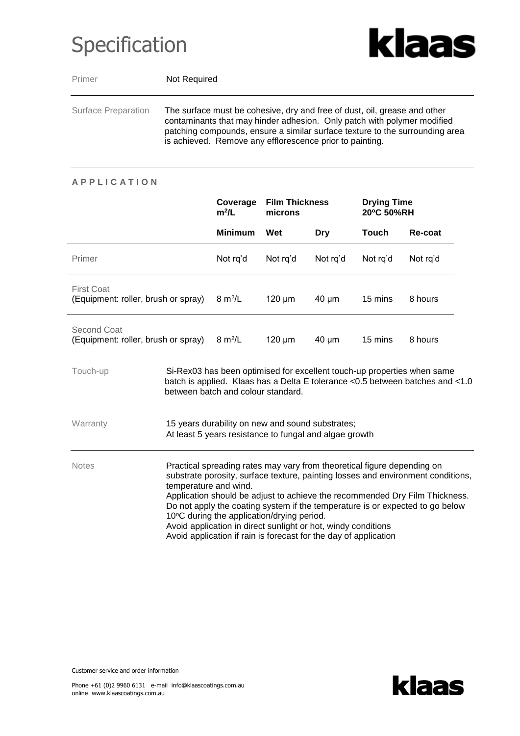# Specification

**klaas**

| | |
|---|---|
| Primer | Not Required |
| Surface Preparation | The surface must be cohesive, dry and free of dust, oil, grease and other contaminants that may hinder adhesion. Only patch with polymer modified patching compounds, ensure a similar surface texture to the surrounding area is achieved. Remove any efflorescence prior to painting. |

## APPLICATION

| | Coverage m²/L | Film Thickness microns | | Drying Time 20°C 50%RH | |
|---|---|---|---|---|---|
| | **Minimum** | **Wet** | **Dry** | **Touch** | **Re-coat** |
| Primer | Not rq'd | Not rq'd | Not rq'd | Not rq'd | Not rq'd |
| First Coat (Equipment: roller, brush or spray) | 8 m²/L | 120 µm | 40 µm | 15 mins | 8 hours |
| Second Coat (Equipment: roller, brush or spray) | 8 m²/L | 120 µm | 40 µm | 15 mins | 8 hours |

| | |
|---|---|
| Touch-up | Si-Rex03 has been optimised for excellent touch-up properties when same batch is applied. Klaas has a Delta E tolerance <0.5 between batches and <1.0 between batch and colour standard. |
| Warranty | 15 years durability on new and sound substrates;<br>At least 5 years resistance to fungal and algae growth |
| Notes | Practical spreading rates may vary from theoretical figure depending on substrate porosity, surface texture, painting losses and environment conditions, temperature and wind.<br>Application should be adjust to achieve the recommended Dry Film Thickness.<br>Do not apply the coating system if the temperature is or expected to go below 10°C during the application/drying period.<br>Avoid application in direct sunlight or hot, windy conditions<br>Avoid application if rain is forecast for the day of application |

Customer service and order information

Phone +61 (0)2 9960 6131 e-mail info@klaascoatings.com.au
online www.klaascoatings.com.au

**klaas**